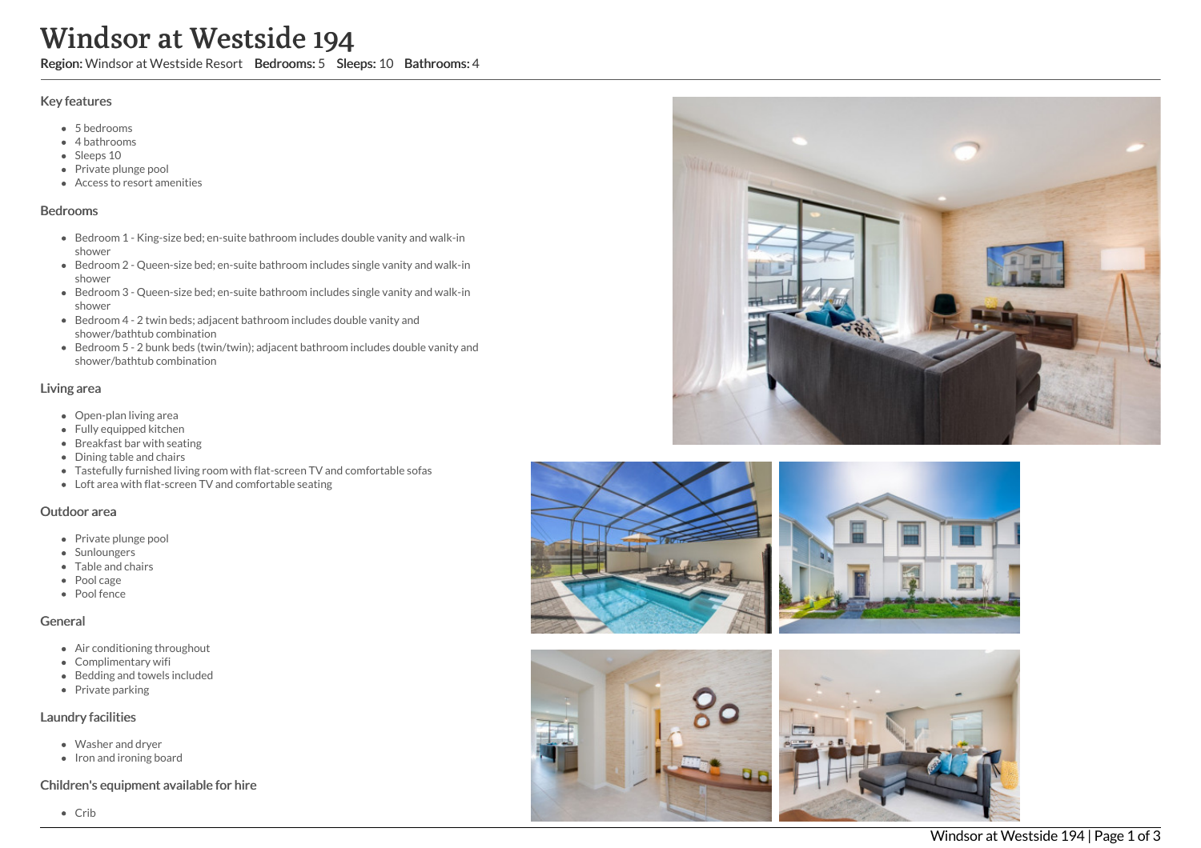# Windsor at Westside 194

**Region:** Windsor at Westside Resort **Bedrooms:** 5 **Sleeps:** 10 **Bathrooms:** 4

## Key features

- 5 bedrooms
- 4 bathrooms
- Sleeps 10
- Private plunge pool
- Access to resort amenities

## Bedrooms

- Bedroom 1 - King-size bed; en-suite bathroom includes double vanity and walk-in shower
- Bedroom 2 - Queen-size bed; en-suite bathroom includes single vanity and walk-in shower
- Bedroom 3 - Queen-size bed; en-suite bathroom includes single vanity and walk-in shower
- Bedroom 4 - 2 twin beds; adjacent bathroom includes double vanity and shower/bathtub combination
- Bedroom 5 - 2 bunk beds (twin/twin); adjacent bathroom includes double vanity and shower/bathtub combination

## Living area

- Open-plan living area
- Fully equipped kitchen
- Breakfast bar with seating
- Dining table and chairs
- Tastefully furnished living room with flat-screen TV and comfortable sofas
- Loft area with flat-screen TV and comfortable seating

## Outdoor area

- Private plunge pool
- Sunloungers
- Table and chairs
- Pool cage
- Pool fence

## General

- Air conditioning throughout
- Complimentary wifi
- Bedding and towels included
- Private parking

## Laundry facilities

- Washer and dryer
- Iron and ironing board

## Children's equipment available for hire

- Crib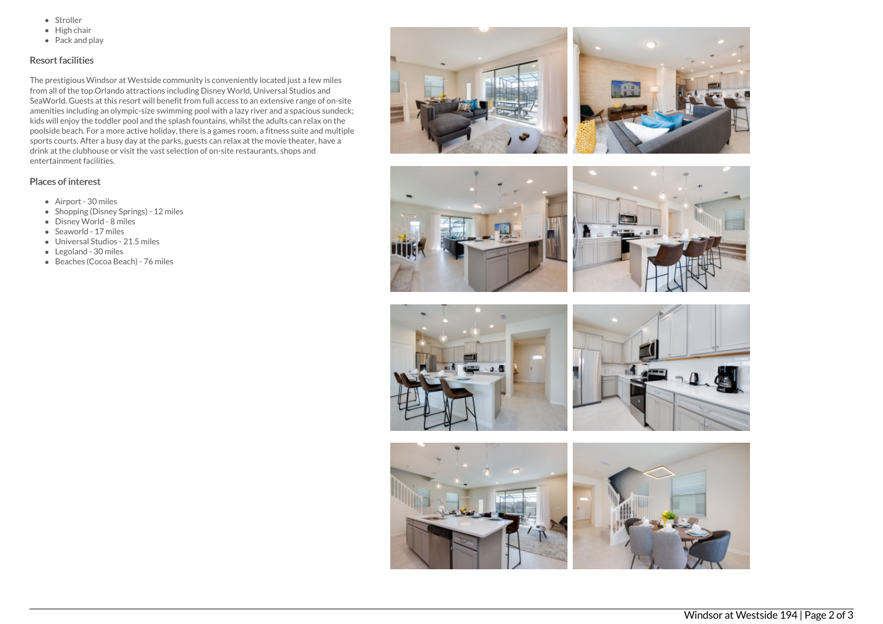- Stroller
- High chair
- Pack and play

## Resort facilities

The prestigious Windsor at Westside community is conveniently located just a few miles from all of the top Orlando attractions including Disney World, Universal Studios and SeaWorld. Guests at this resort will benefit from full access to an extensive range of on-site amenities including an olympic-size swimming pool with a lazy river and a spacious sundeck; kids will enjoy the toddler pool and the splash fountains, whilst the adults can relax on the poolside beach. For a more active holiday, there is a games room, a fitness suite and multiple sports courts. After a busy day at the parks, guests can relax at the movie theater, have a drink at the clubhouse or visit the vast selection of on-site restaurants, shops and entertainment facilities.

## Places of interest

- Airport - 30 miles
- Shopping (Disney Springs) - 12 miles
- Disney World - 8 miles
- Seaworld - 17 miles
- Universal Studios - 21.5 miles
- Legoland - 30 miles
- Beaches (Cocoa Beach) - 76 miles